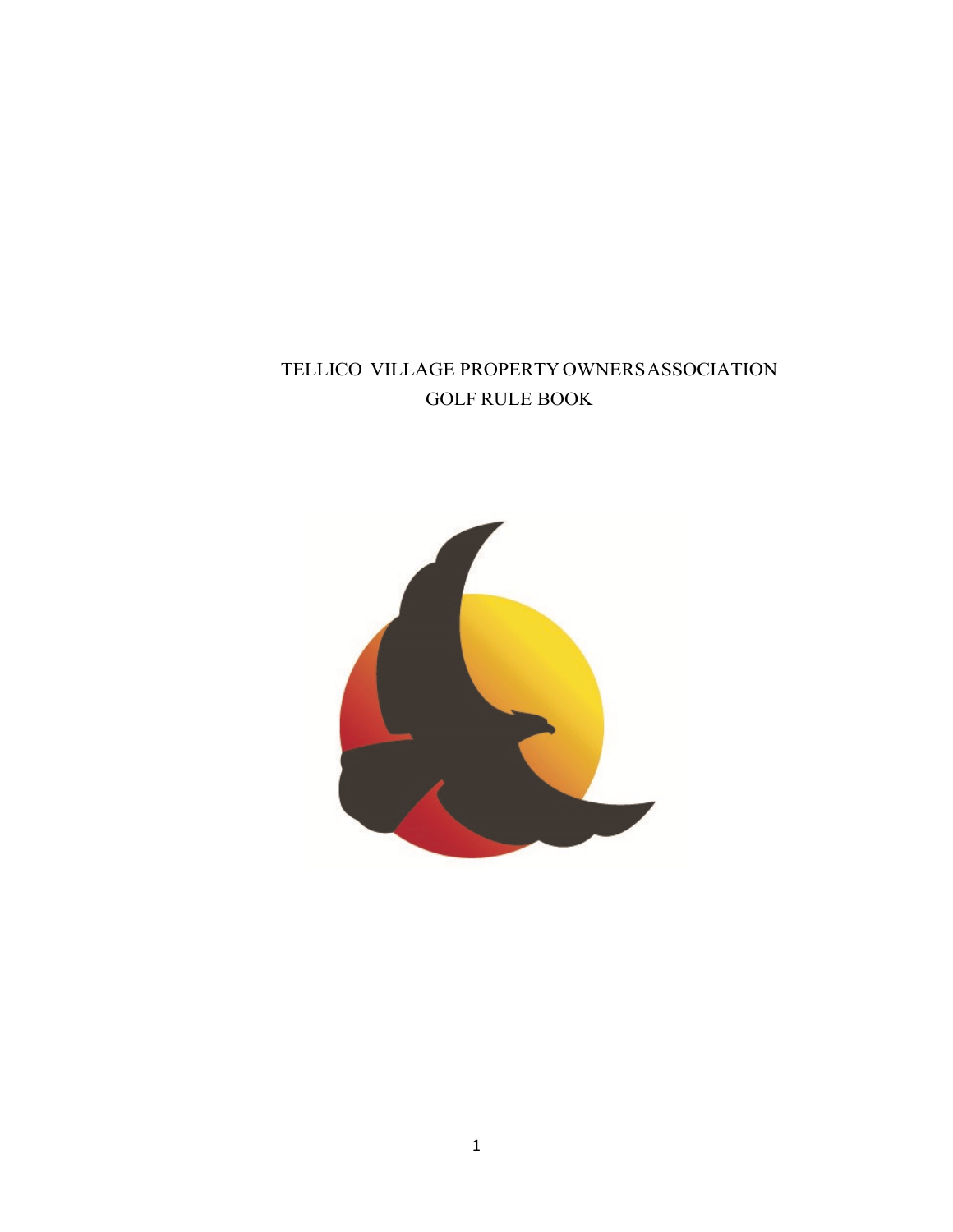# TELLICO VILLAGE PROPERTY OWNERS ASSOCIATION

# GOLF RULE BOOK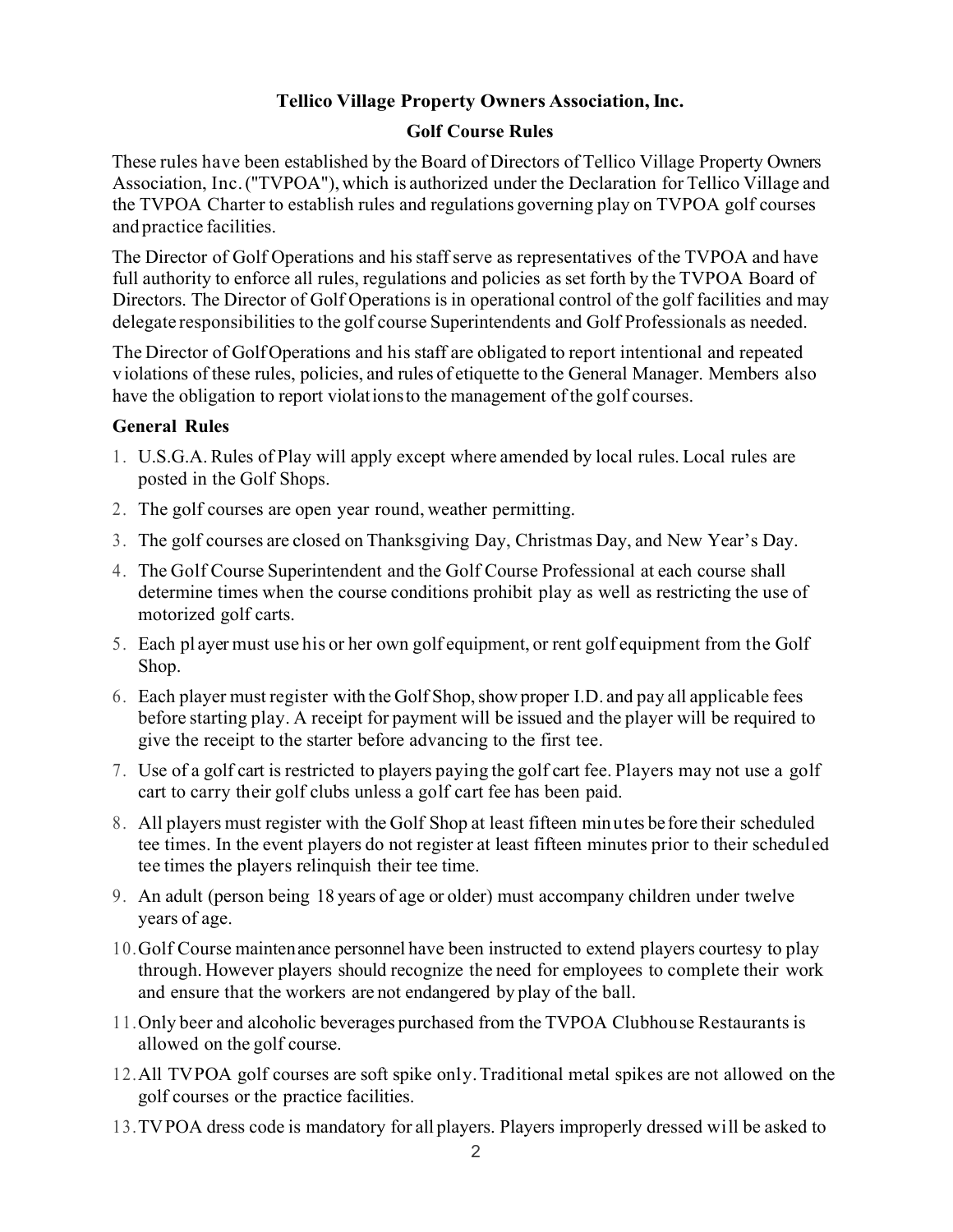# Tellico Village Property Owners Association, Inc.

## Golf Course Rules

These rules have been established by the Board of Directors of Tellico Village Property Owners Association, Inc. ("TVPOA"), which is authorized under the Declaration for Tellico Village and the TVPOA Charter to establish rules and regulations governing play on TVPOA golf courses and practice facilities.

The Director of Golf Operations and his staff serve as representatives of the TVPOA and have full authority to enforce all rules, regulations and policies as set forth by the TVPOA Board of Directors. The Director of Golf Operations is in operational control of the golf facilities and may delegate responsibilities to the golf course Superintendents and Golf Professionals as needed.

The Director of Golf Operations and his staff are obligated to report intentional and repeated violations of these rules, policies, and rules of etiquette to the General Manager. Members also have the obligation to report violations to the management of the golf courses.

### General Rules

1. U.S.G.A. Rules of Play will apply except where amended by local rules. Local rules are posted in the Golf Shops.
2. The golf courses are open year round, weather permitting.
3. The golf courses are closed on Thanksgiving Day, Christmas Day, and New Year's Day.
4. The Golf Course Superintendent and the Golf Course Professional at each course shall determine times when the course conditions prohibit play as well as restricting the use of motorized golf carts.
5. Each player must use his or her own golf equipment, or rent golf equipment from the Golf Shop.
6. Each player must register with the Golf Shop, show proper I.D. and pay all applicable fees before starting play. A receipt for payment will be issued and the player will be required to give the receipt to the starter before advancing to the first tee.
7. Use of a golf cart is restricted to players paying the golf cart fee. Players may not use a golf cart to carry their golf clubs unless a golf cart fee has been paid.
8. All players must register with the Golf Shop at least fifteen minutes before their scheduled tee times. In the event players do not register at least fifteen minutes prior to their scheduled tee times the players relinquish their tee time.
9. An adult (person being 18 years of age or older) must accompany children under twelve years of age.
10. Golf Course maintenance personnel have been instructed to extend players courtesy to play through. However players should recognize the need for employees to complete their work and ensure that the workers are not endangered by play of the ball.
11. Only beer and alcoholic beverages purchased from the TVPOA Clubhouse Restaurants is allowed on the golf course.
12. All TVPOA golf courses are soft spike only. Traditional metal spikes are not allowed on the golf courses or the practice facilities.
13. TVPOA dress code is mandatory for all players. Players improperly dressed will be asked to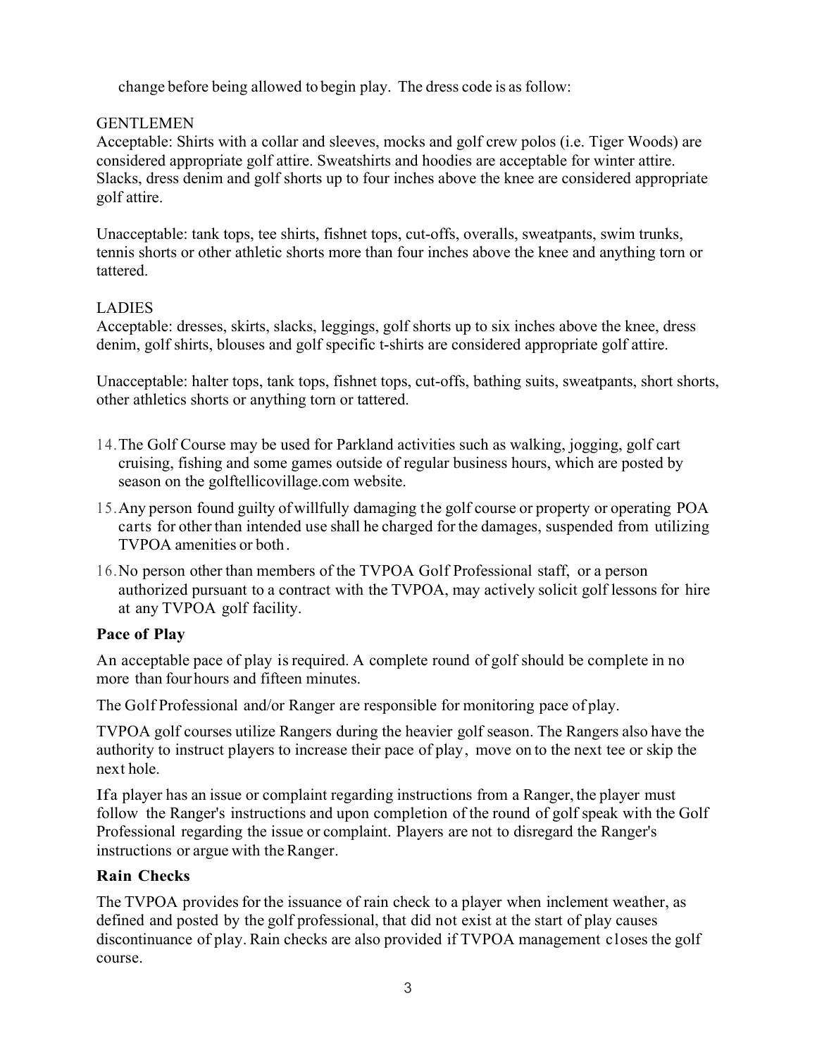change before being allowed to begin play. The dress code is as follow:

GENTLEMEN

Acceptable: Shirts with a collar and sleeves, mocks and golf crew polos (i.e. Tiger Woods) are considered appropriate golf attire. Sweatshirts and hoodies are acceptable for winter attire. Slacks, dress denim and golf shorts up to four inches above the knee are considered appropriate golf attire.

Unacceptable: tank tops, tee shirts, fishnet tops, cut-offs, overalls, sweatpants, swim trunks, tennis shorts or other athletic shorts more than four inches above the knee and anything torn or tattered.

LADIES

Acceptable: dresses, skirts, slacks, leggings, golf shorts up to six inches above the knee, dress denim, golf shirts, blouses and golf specific t-shirts are considered appropriate golf attire.

Unacceptable: halter tops, tank tops, fishnet tops, cut-offs, bathing suits, sweatpants, short shorts, other athletics shorts or anything torn or tattered.

14. The Golf Course may be used for Parkland activities such as walking, jogging, golf cart cruising, fishing and some games outside of regular business hours, which are posted by season on the golftellicovillage.com website.
15. Any person found guilty of willfully damaging the golf course or property or operating POA carts for other than intended use shall he charged for the damages, suspended from utilizing TVPOA amenities or both.
16. No person other than members of the TVPOA Golf Professional staff, or a person authorized pursuant to a contract with the TVPOA, may actively solicit golf lessons for hire at any TVPOA golf facility.

**Pace of Play**

An acceptable pace of play is required. A complete round of golf should be complete in no more than four hours and fifteen minutes.

The Golf Professional and/or Ranger are responsible for monitoring pace of play.

TVPOA golf courses utilize Rangers during the heavier golf season. The Rangers also have the authority to instruct players to increase their pace of play, move on to the next tee or skip the next hole.

If a player has an issue or complaint regarding instructions from a Ranger, the player must follow the Ranger's instructions and upon completion of the round of golf speak with the Golf Professional regarding the issue or complaint. Players are not to disregard the Ranger's instructions or argue with the Ranger.

**Rain Checks**

The TVPOA provides for the issuance of rain check to a player when inclement weather, as defined and posted by the golf professional, that did not exist at the start of play causes discontinuance of play. Rain checks are also provided if TVPOA management closes the golf course.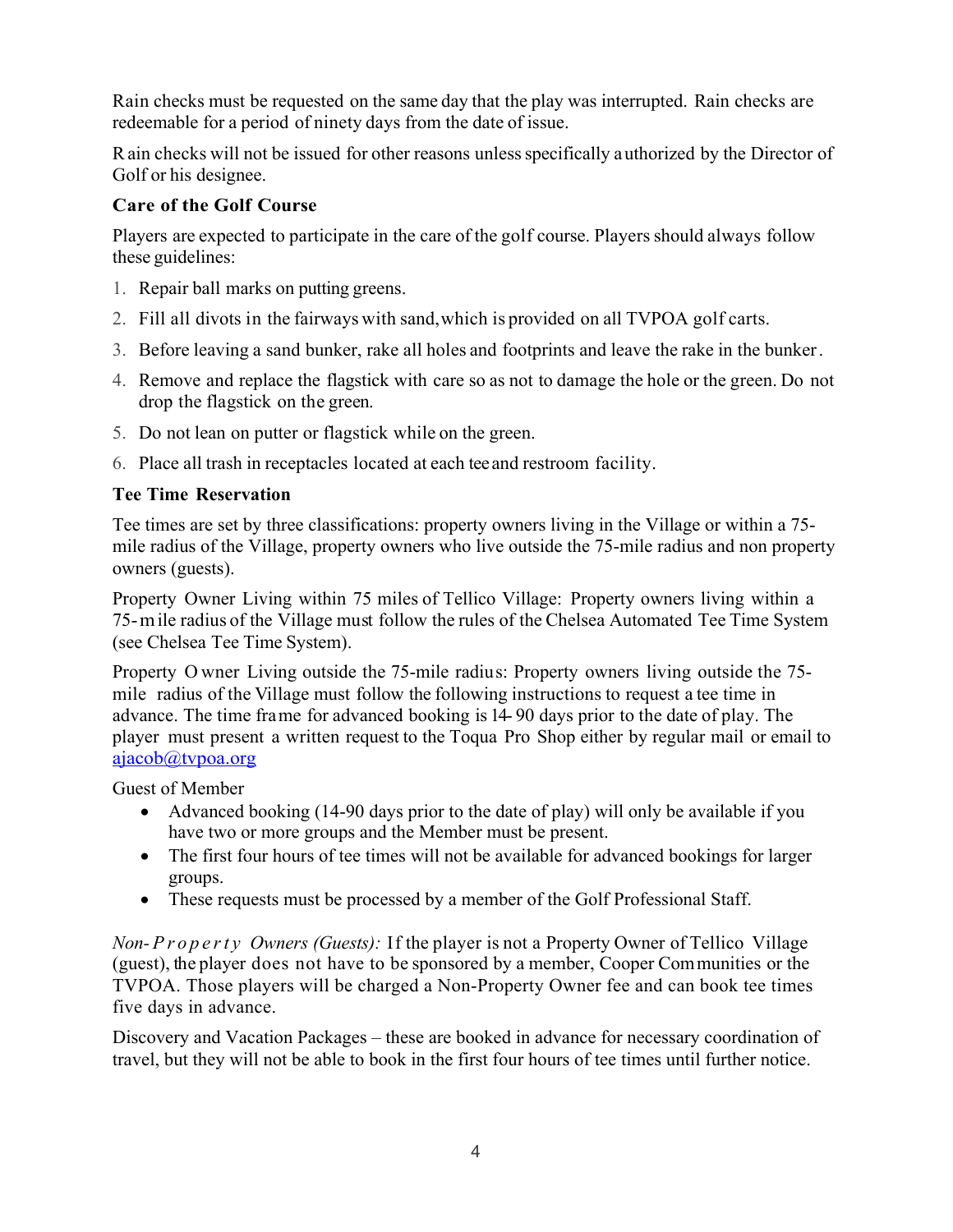Rain checks must be requested on the same day that the play was interrupted. Rain checks are redeemable for a period of ninety days from the date of issue.

Rain checks will not be issued for other reasons unless specifically authorized by the Director of Golf or his designee.

**Care of the Golf Course**

Players are expected to participate in the care of the golf course. Players should always follow these guidelines:

1. Repair ball marks on putting greens.
2. Fill all divots in the fairways with sand, which is provided on all TVPOA golf carts.
3. Before leaving a sand bunker, rake all holes and footprints and leave the rake in the bunker.
4. Remove and replace the flagstick with care so as not to damage the hole or the green. Do not drop the flagstick on the green.
5. Do not lean on putter or flagstick while on the green.
6. Place all trash in receptacles located at each tee and restroom facility.

**Tee Time Reservation**

Tee times are set by three classifications: property owners living in the Village or within a 75-mile radius of the Village, property owners who live outside the 75-mile radius and non property owners (guests).

Property Owner Living within 75 miles of Tellico Village: Property owners living within a 75-mile radius of the Village must follow the rules of the Chelsea Automated Tee Time System (see Chelsea Tee Time System).

Property Owner Living outside the 75-mile radius: Property owners living outside the 75-mile radius of the Village must follow the following instructions to request a tee time in advance. The time frame for advanced booking is 14-90 days prior to the date of play. The player must present a written request to the Toqua Pro Shop either by regular mail or email to ajacob@tvpoa.org

Guest of Member

- Advanced booking (14-90 days prior to the date of play) will only be available if you have two or more groups and the Member must be present.
- The first four hours of tee times will not be available for advanced bookings for larger groups.
- These requests must be processed by a member of the Golf Professional Staff.

*Non-Property Owners (Guests):* If the player is not a Property Owner of Tellico Village (guest), the player does not have to be sponsored by a member, Cooper Communities or the TVPOA. Those players will be charged a Non-Property Owner fee and can book tee times five days in advance.

Discovery and Vacation Packages – these are booked in advance for necessary coordination of travel, but they will not be able to book in the first four hours of tee times until further notice.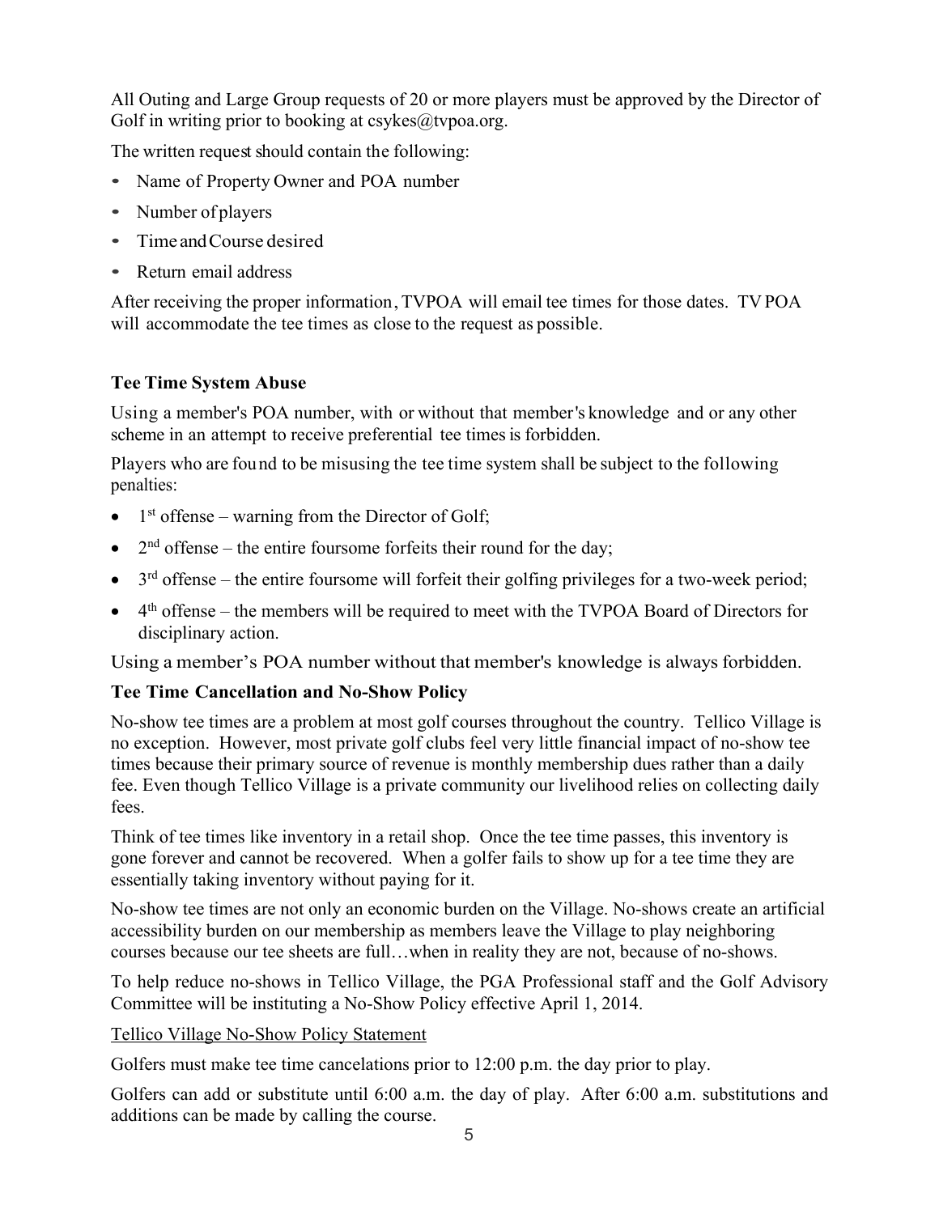All Outing and Large Group requests of 20 or more players must be approved by the Director of Golf in writing prior to booking at csykes@tvpoa.org.

The written request should contain the following:

- Name of Property Owner and POA number
- Number of players
- Time and Course desired
- Return email address

After receiving the proper information, TVPOA will email tee times for those dates. TV POA will accommodate the tee times as close to the request as possible.

### Tee Time System Abuse

Using a member's POA number, with or without that member's knowledge and or any other scheme in an attempt to receive preferential tee times is forbidden.

Players who are found to be misusing the tee time system shall be subject to the following penalties:

- 1st offense – warning from the Director of Golf;
- 2nd offense – the entire foursome forfeits their round for the day;
- 3rd offense – the entire foursome will forfeit their golfing privileges for a two-week period;
- 4th offense – the members will be required to meet with the TVPOA Board of Directors for disciplinary action.

Using a member's POA number without that member's knowledge is always forbidden.

### Tee Time Cancellation and No-Show Policy

No-show tee times are a problem at most golf courses throughout the country. Tellico Village is no exception. However, most private golf clubs feel very little financial impact of no-show tee times because their primary source of revenue is monthly membership dues rather than a daily fee. Even though Tellico Village is a private community our livelihood relies on collecting daily fees.

Think of tee times like inventory in a retail shop. Once the tee time passes, this inventory is gone forever and cannot be recovered. When a golfer fails to show up for a tee time they are essentially taking inventory without paying for it.

No-show tee times are not only an economic burden on the Village. No-shows create an artificial accessibility burden on our membership as members leave the Village to play neighboring courses because our tee sheets are full…when in reality they are not, because of no-shows.

To help reduce no-shows in Tellico Village, the PGA Professional staff and the Golf Advisory Committee will be instituting a No-Show Policy effective April 1, 2014.

Tellico Village No-Show Policy Statement

Golfers must make tee time cancelations prior to 12:00 p.m. the day prior to play.

Golfers can add or substitute until 6:00 a.m. the day of play. After 6:00 a.m. substitutions and additions can be made by calling the course.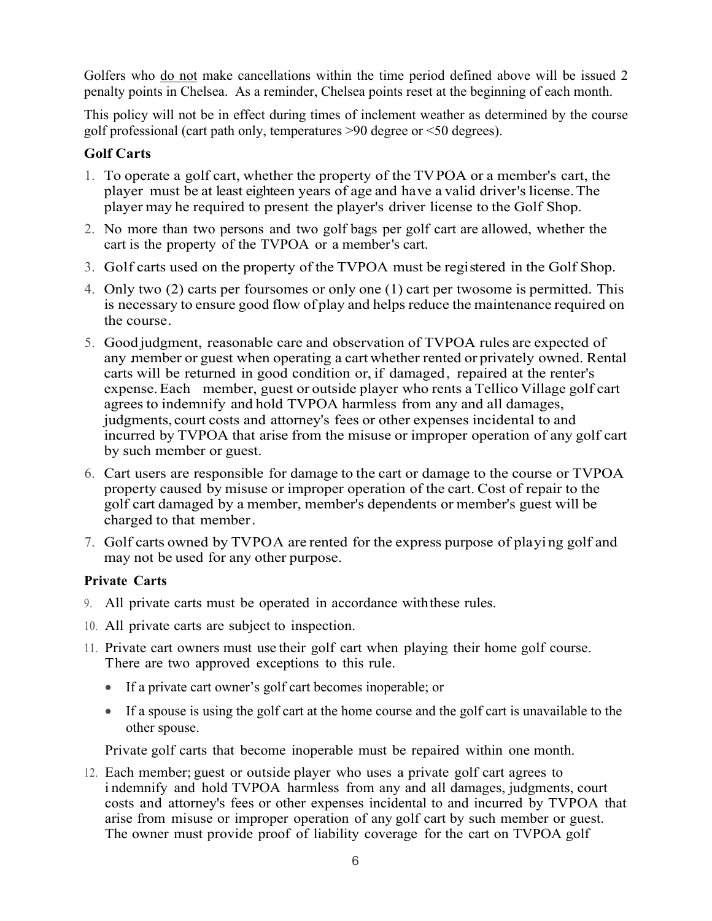Golfers who do not make cancellations within the time period defined above will be issued 2 penalty points in Chelsea. As a reminder, Chelsea points reset at the beginning of each month.

This policy will not be in effect during times of inclement weather as determined by the course golf professional (cart path only, temperatures >90 degree or <50 degrees).

**Golf Carts**

1. To operate a golf cart, whether the property of the TVPOA or a member's cart, the player must be at least eighteen years of age and have a valid driver's license. The player may he required to present the player's driver license to the Golf Shop.
2. No more than two persons and two golf bags per golf cart are allowed, whether the cart is the property of the TVPOA or a member's cart.
3. Golf carts used on the property of the TVPOA must be registered in the Golf Shop.
4. Only two (2) carts per foursomes or only one (1) cart per twosome is permitted. This is necessary to ensure good flow of play and helps reduce the maintenance required on the course.
5. Good judgment, reasonable care and observation of TVPOA rules are expected of any member or guest when operating a cart whether rented or privately owned. Rental carts will be returned in good condition or, if damaged, repaired at the renter's expense. Each member, guest or outside player who rents a Tellico Village golf cart agrees to indemnify and hold TVPOA harmless from any and all damages, judgments, court costs and attorney's fees or other expenses incidental to and incurred by TVPOA that arise from the misuse or improper operation of any golf cart by such member or guest.
6. Cart users are responsible for damage to the cart or damage to the course or TVPOA property caused by misuse or improper operation of the cart. Cost of repair to the golf cart damaged by a member, member's dependents or member's guest will be charged to that member.
7. Golf carts owned by TVPOA are rented for the express purpose of playing golf and may not be used for any other purpose.

**Private Carts**

9. All private carts must be operated in accordance with these rules.
10. All private carts are subject to inspection.
11. Private cart owners must use their golf cart when playing their home golf course. There are two approved exceptions to this rule.
    - If a private cart owner's golf cart becomes inoperable; or
    - If a spouse is using the golf cart at the home course and the golf cart is unavailable to the other spouse.

    Private golf carts that become inoperable must be repaired within one month.
12. Each member; guest or outside player who uses a private golf cart agrees to indemnify and hold TVPOA harmless from any and all damages, judgments, court costs and attorney's fees or other expenses incidental to and incurred by TVPOA that arise from misuse or improper operation of any golf cart by such member or guest. The owner must provide proof of liability coverage for the cart on TVPOA golf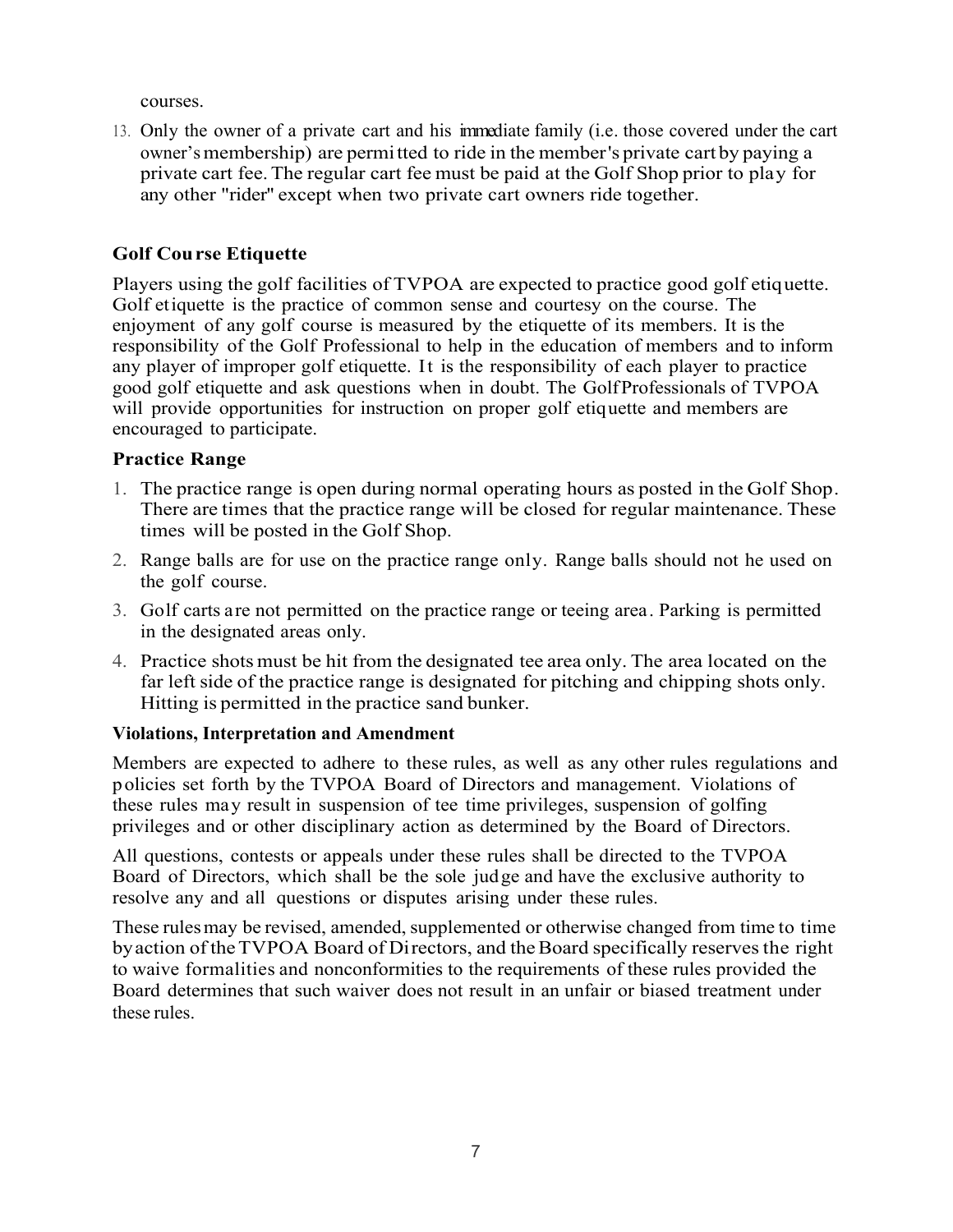courses.

13. Only the owner of a private cart and his immediate family (i.e. those covered under the cart owner's membership) are permitted to ride in the member's private cart by paying a private cart fee. The regular cart fee must be paid at the Golf Shop prior to play for any other "rider" except when two private cart owners ride together.

### Golf Course Etiquette

Players using the golf facilities of TVPOA are expected to practice good golf etiquette. Golf etiquette is the practice of common sense and courtesy on the course. The enjoyment of any golf course is measured by the etiquette of its members. It is the responsibility of the Golf Professional to help in the education of members and to inform any player of improper golf etiquette. It is the responsibility of each player to practice good golf etiquette and ask questions when in doubt. The Golf Professionals of TVPOA will provide opportunities for instruction on proper golf etiquette and members are encouraged to participate.

### Practice Range

1. The practice range is open during normal operating hours as posted in the Golf Shop. There are times that the practice range will be closed for regular maintenance. These times will be posted in the Golf Shop.
2. Range balls are for use on the practice range only. Range balls should not he used on the golf course.
3. Golf carts are not permitted on the practice range or teeing area. Parking is permitted in the designated areas only.
4. Practice shots must be hit from the designated tee area only. The area located on the far left side of the practice range is designated for pitching and chipping shots only. Hitting is permitted in the practice sand bunker.

#### Violations, Interpretation and Amendment

Members are expected to adhere to these rules, as well as any other rules regulations and policies set forth by the TVPOA Board of Directors and management. Violations of these rules may result in suspension of tee time privileges, suspension of golfing privileges and or other disciplinary action as determined by the Board of Directors.

All questions, contests or appeals under these rules shall be directed to the TVPOA Board of Directors, which shall be the sole judge and have the exclusive authority to resolve any and all questions or disputes arising under these rules.

These rules may be revised, amended, supplemented or otherwise changed from time to time by action of the TVPOA Board of Directors, and the Board specifically reserves the right to waive formalities and nonconformities to the requirements of these rules provided the Board determines that such waiver does not result in an unfair or biased treatment under these rules.